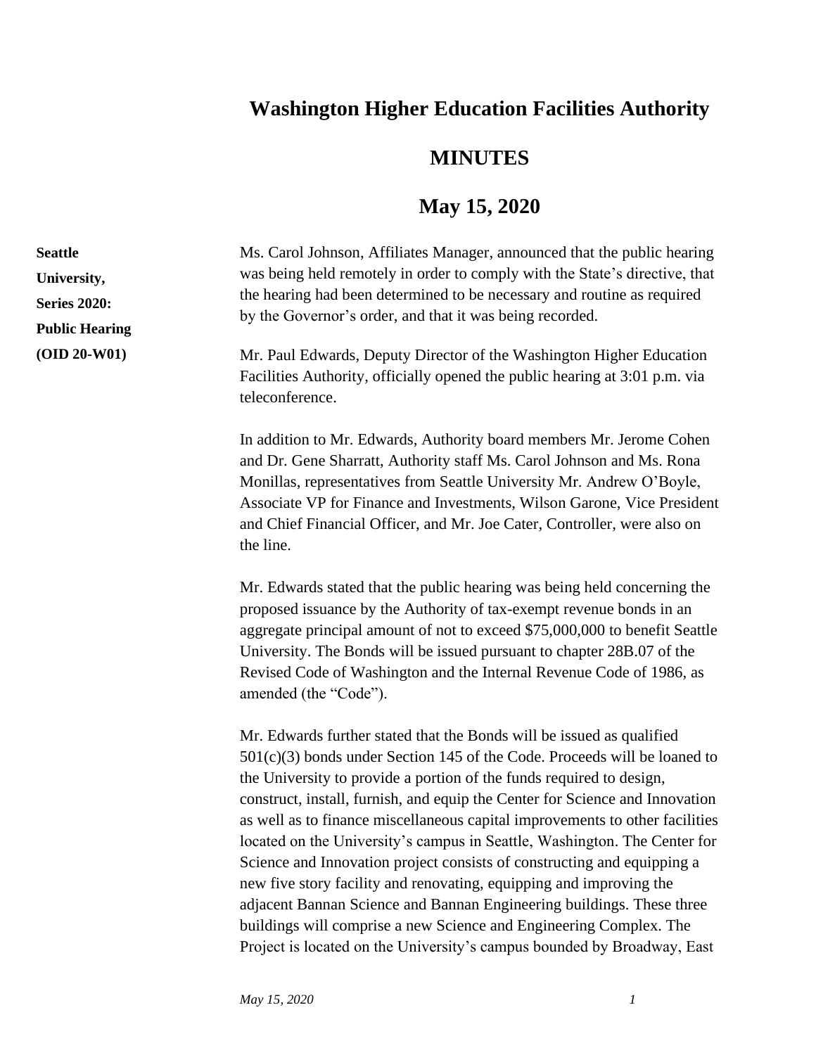# Washington Higher Education Facilities Authority

# MINUTES

# May 15, 2020

**Seattle University, Series 2020: Public Hearing (OID 20-W01)**

Ms. Carol Johnson, Affiliates Manager, announced that the public hearing was being held remotely in order to comply with the State's directive, that the hearing had been determined to be necessary and routine as required by the Governor's order, and that it was being recorded.

Mr. Paul Edwards, Deputy Director of the Washington Higher Education Facilities Authority, officially opened the public hearing at 3:01 p.m. via teleconference.

In addition to Mr. Edwards, Authority board members Mr. Jerome Cohen and Dr. Gene Sharratt, Authority staff Ms. Carol Johnson and Ms. Rona Monillas, representatives from Seattle University Mr. Andrew O'Boyle, Associate VP for Finance and Investments, Wilson Garone, Vice President and Chief Financial Officer, and Mr. Joe Cater, Controller, were also on the line.

Mr. Edwards stated that the public hearing was being held concerning the proposed issuance by the Authority of tax-exempt revenue bonds in an aggregate principal amount of not to exceed $75,000,000 to benefit Seattle University. The Bonds will be issued pursuant to chapter 28B.07 of the Revised Code of Washington and the Internal Revenue Code of 1986, as amended (the "Code").

Mr. Edwards further stated that the Bonds will be issued as qualified 501(c)(3) bonds under Section 145 of the Code. Proceeds will be loaned to the University to provide a portion of the funds required to design, construct, install, furnish, and equip the Center for Science and Innovation as well as to finance miscellaneous capital improvements to other facilities located on the University's campus in Seattle, Washington. The Center for Science and Innovation project consists of constructing and equipping a new five story facility and renovating, equipping and improving the adjacent Bannan Science and Bannan Engineering buildings. These three buildings will comprise a new Science and Engineering Complex. The Project is located on the University's campus bounded by Broadway, East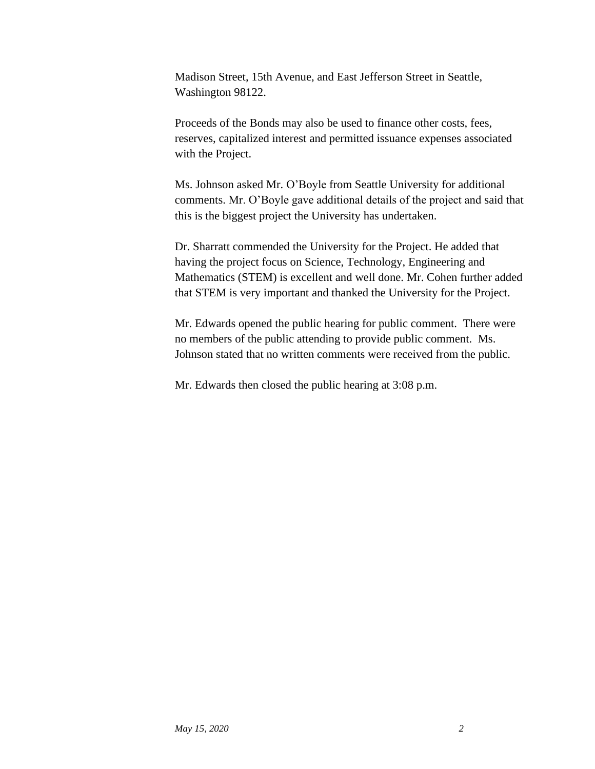Madison Street, 15th Avenue, and East Jefferson Street in Seattle, Washington 98122.

Proceeds of the Bonds may also be used to finance other costs, fees, reserves, capitalized interest and permitted issuance expenses associated with the Project.

Ms. Johnson asked Mr. O'Boyle from Seattle University for additional comments. Mr. O'Boyle gave additional details of the project and said that this is the biggest project the University has undertaken.

Dr. Sharratt commended the University for the Project. He added that having the project focus on Science, Technology, Engineering and Mathematics (STEM) is excellent and well done. Mr. Cohen further added that STEM is very important and thanked the University for the Project.

Mr. Edwards opened the public hearing for public comment. There were no members of the public attending to provide public comment. Ms. Johnson stated that no written comments were received from the public.

Mr. Edwards then closed the public hearing at 3:08 p.m.